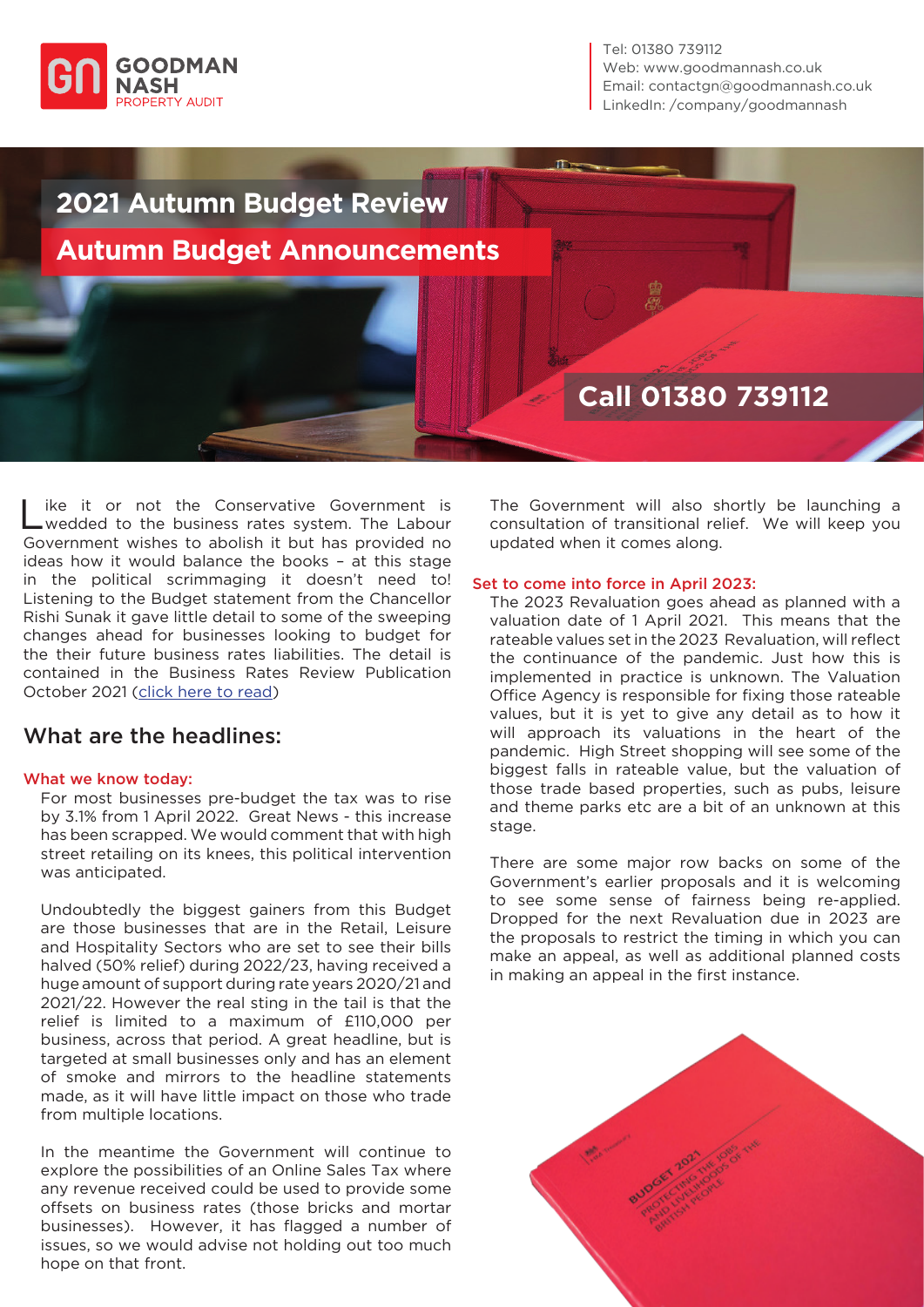GOODMAN NASH
PROPERTY AUDIT

Tel: 01380 739112
Web: www.goodmannash.co.uk
Email: contactgn@goodmannash.co.uk
LinkedIn: /company/goodmannash

# 2021 Autumn Budget Review

## Autumn Budget Announcements

**Call 01380 739112**

Like it or not the Conservative Government is wedded to the business rates system. The Labour Government wishes to abolish it but has provided no ideas how it would balance the books – at this stage in the political scrimmaging it doesn't need to! Listening to the Budget statement from the Chancellor Rishi Sunak it gave little detail to some of the sweeping changes ahead for businesses looking to budget for the their future business rates liabilities. The detail is contained in the Business Rates Review Publication October 2021 (click here to read)

## What are the headlines:

### What we know today:

For most businesses pre-budget the tax was to rise by 3.1% from 1 April 2022. Great News - this increase has been scrapped. We would comment that with high street retailing on its knees, this political intervention was anticipated.

Undoubtedly the biggest gainers from this Budget are those businesses that are in the Retail, Leisure and Hospitality Sectors who are set to see their bills halved (50% relief) during 2022/23, having received a huge amount of support during rate years 2020/21 and 2021/22. However the real sting in the tail is that the relief is limited to a maximum of £110,000 per business, across that period. A great headline, but is targeted at small businesses only and has an element of smoke and mirrors to the headline statements made, as it will have little impact on those who trade from multiple locations.

In the meantime the Government will continue to explore the possibilities of an Online Sales Tax where any revenue received could be used to provide some offsets on business rates (those bricks and mortar businesses). However, it has flagged a number of issues, so we would advise not holding out too much hope on that front.

The Government will also shortly be launching a consultation of transitional relief. We will keep you updated when it comes along.

### Set to come into force in April 2023:

The 2023 Revaluation goes ahead as planned with a valuation date of 1 April 2021. This means that the rateable values set in the 2023 Revaluation, will reflect the continuance of the pandemic. Just how this is implemented in practice is unknown. The Valuation Office Agency is responsible for fixing those rateable values, but it is yet to give any detail as to how it will approach its valuations in the heart of the pandemic. High Street shopping will see some of the biggest falls in rateable value, but the valuation of those trade based properties, such as pubs, leisure and theme parks etc are a bit of an unknown at this stage.

There are some major row backs on some of the Government's earlier proposals and it is welcoming to see some sense of fairness being re-applied. Dropped for the next Revaluation due in 2023 are the proposals to restrict the timing in which you can make an appeal, as well as additional planned costs in making an appeal in the first instance.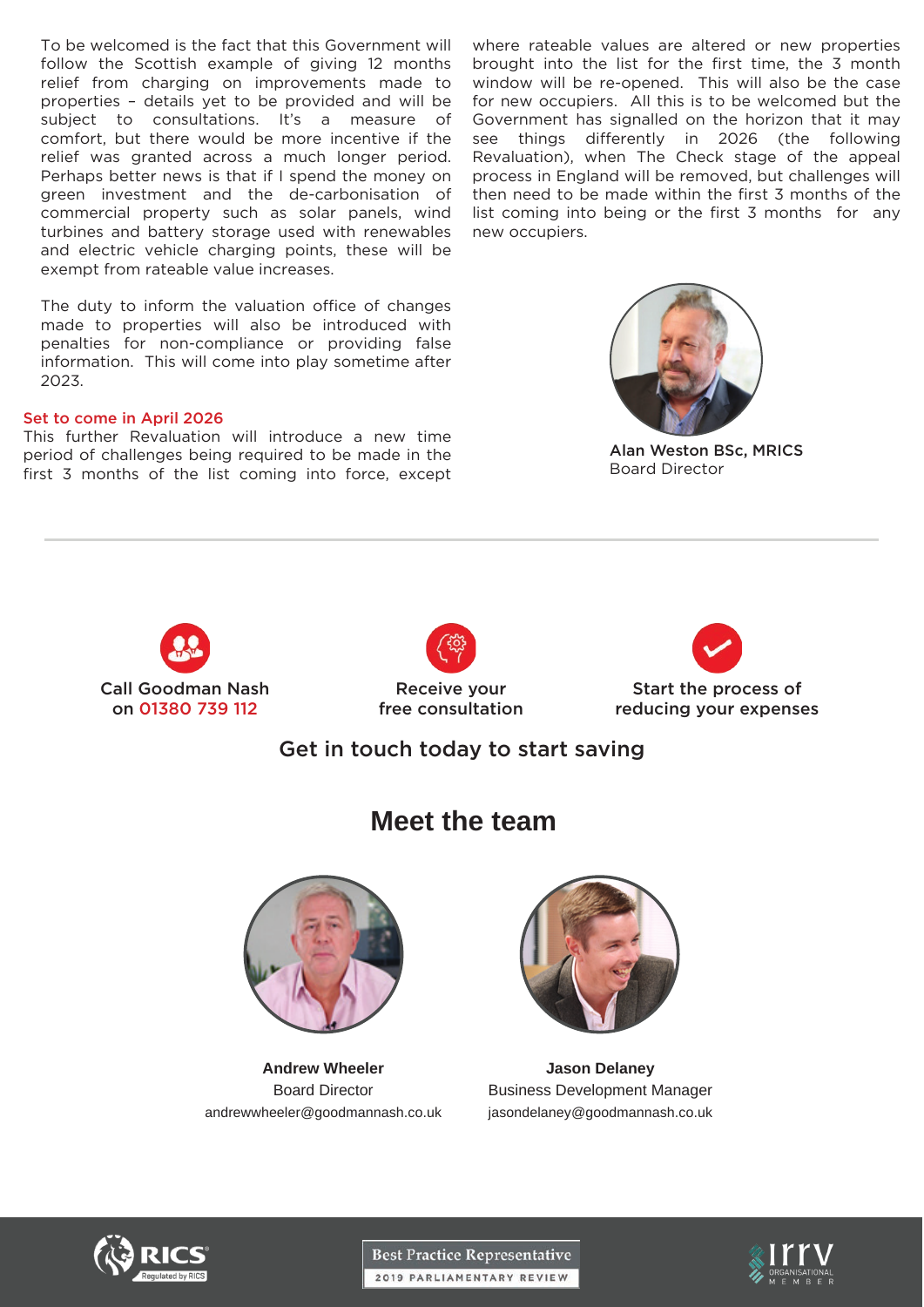To be welcomed is the fact that this Government will follow the Scottish example of giving 12 months relief from charging on improvements made to properties – details yet to be provided and will be subject to consultations. It's a measure of comfort, but there would be more incentive if the relief was granted across a much longer period. Perhaps better news is that if I spend the money on green investment and the de-carbonisation of commercial property such as solar panels, wind turbines and battery storage used with renewables and electric vehicle charging points, these will be exempt from rateable value increases.

The duty to inform the valuation office of changes made to properties will also be introduced with penalties for non-compliance or providing false information. This will come into play sometime after 2023.

### Set to come in April 2026

This further Revaluation will introduce a new time period of challenges being required to be made in the first 3 months of the list coming into force, except where rateable values are altered or new properties brought into the list for the first time, the 3 month window will be re-opened. This will also be the case for new occupiers. All this is to be welcomed but the Government has signalled on the horizon that it may see things differently in 2026 (the following Revaluation), when The Check stage of the appeal process in England will be removed, but challenges will then need to be made within the first 3 months of the list coming into being or the first 3 months for any new occupiers.

**Alan Weston BSc, MRICS**
Board Director

---

Call Goodman Nash on 01380 739 112

Receive your free consultation

Start the process of reducing your expenses

Get in touch today to start saving

## Meet the team

**Andrew Wheeler**
Board Director
andrewwheeler@goodmannash.co.uk

**Jason Delaney**
Business Development Manager
jasondelaney@goodmannash.co.uk

RICS Regulated by RICS

Best Practice Representative
2019 PARLIAMENTARY REVIEW

IRRV ORGANISATIONAL MEMBER